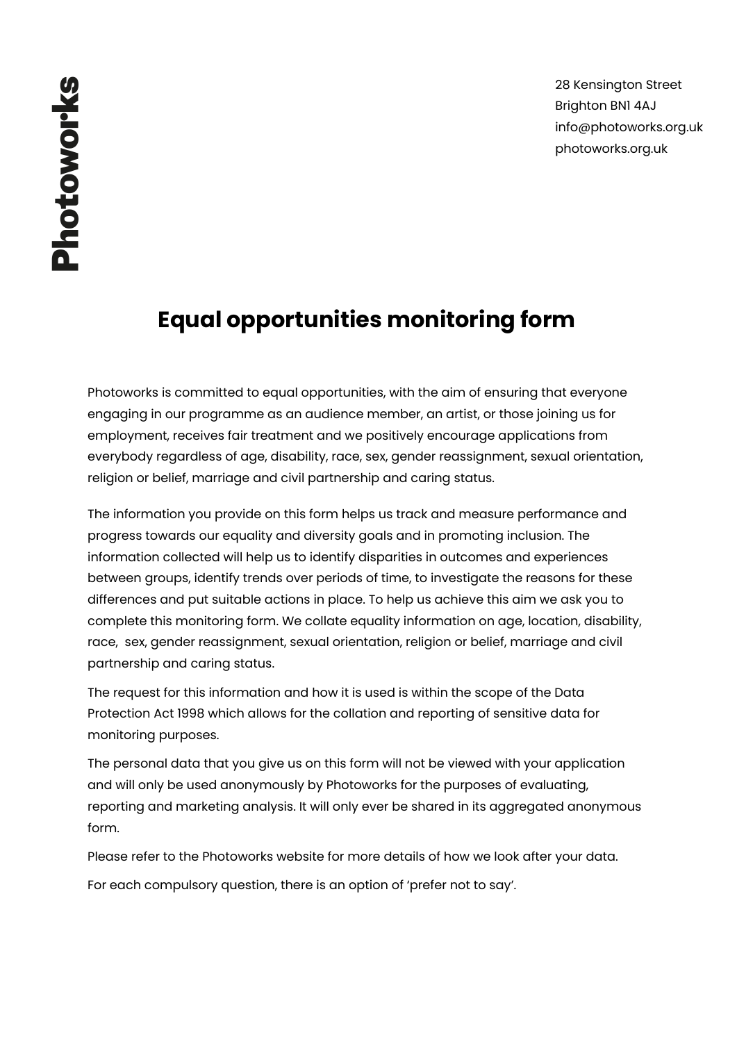Photoworks

28 Kensington Street
Brighton BN1 4AJ
info@photoworks.org.uk
photoworks.org.uk

# Equal opportunities monitoring form

Photoworks is committed to equal opportunities, with the aim of ensuring that everyone engaging in our programme as an audience member, an artist, or those joining us for employment, receives fair treatment and we positively encourage applications from everybody regardless of age, disability, race, sex, gender reassignment, sexual orientation, religion or belief, marriage and civil partnership and caring status.

The information you provide on this form helps us track and measure performance and progress towards our equality and diversity goals and in promoting inclusion. The information collected will help us to identify disparities in outcomes and experiences between groups, identify trends over periods of time, to investigate the reasons for these differences and put suitable actions in place. To help us achieve this aim we ask you to complete this monitoring form. We collate equality information on age, location, disability, race, sex, gender reassignment, sexual orientation, religion or belief, marriage and civil partnership and caring status.

The request for this information and how it is used is within the scope of the Data Protection Act 1998 which allows for the collation and reporting of sensitive data for monitoring purposes.

The personal data that you give us on this form will not be viewed with your application and will only be used anonymously by Photoworks for the purposes of evaluating, reporting and marketing analysis. It will only ever be shared in its aggregated anonymous form.

Please refer to the Photoworks website for more details of how we look after your data.

For each compulsory question, there is an option of 'prefer not to say'.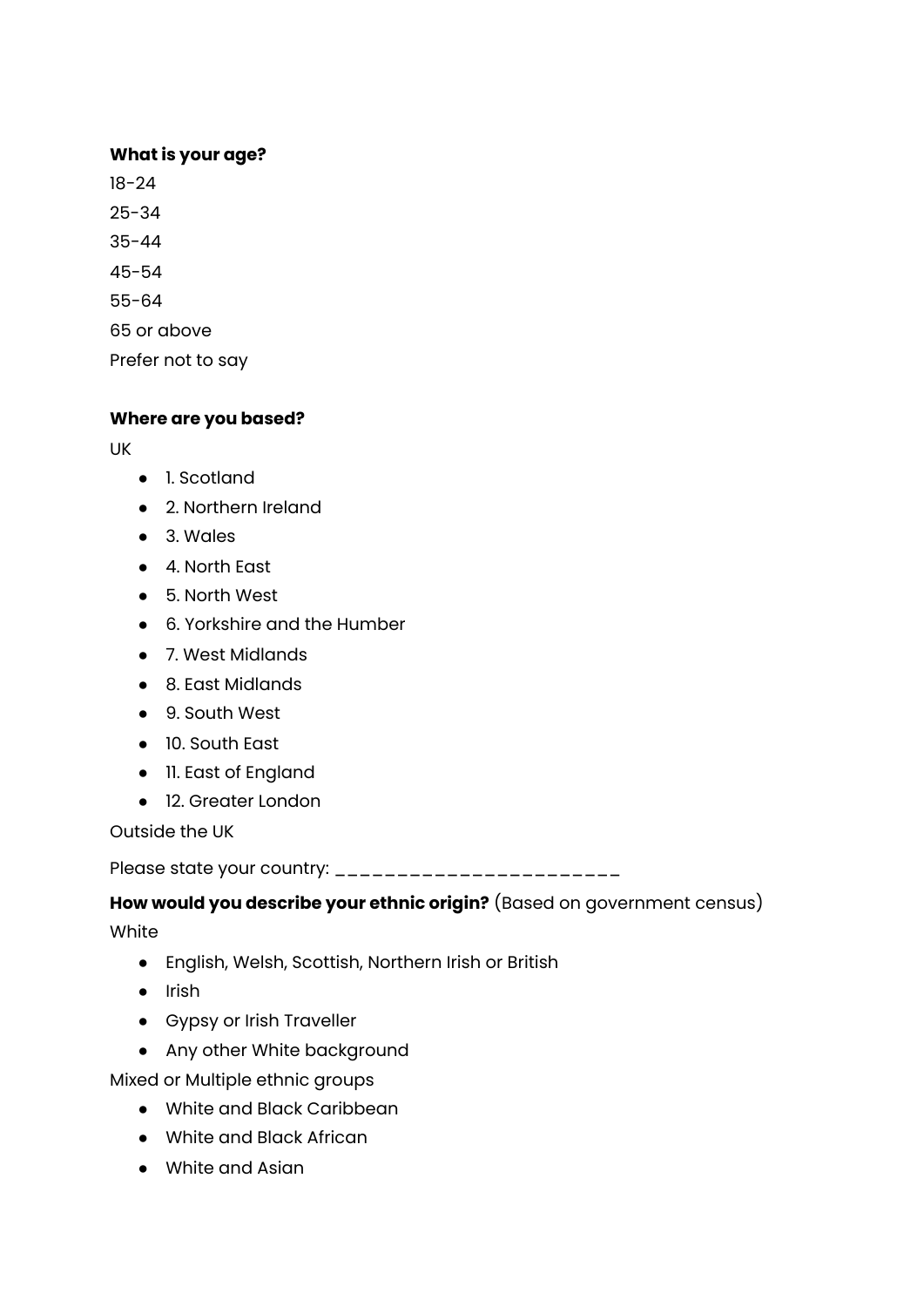**What is your age?**

18-24

25-34

35-44

45-54

55-64

65 or above

Prefer not to say

**Where are you based?**

UK

- 1. Scotland
- 2. Northern Ireland
- 3. Wales
- 4. North East
- 5. North West
- 6. Yorkshire and the Humber
- 7. West Midlands
- 8. East Midlands
- 9. South West
- 10. South East
- 11. East of England
- 12. Greater London

Outside the UK

Please state your country: _______________________

**How would you describe your ethnic origin?** (Based on government census)

White

- English, Welsh, Scottish, Northern Irish or British
- Irish
- Gypsy or Irish Traveller
- Any other White background

Mixed or Multiple ethnic groups

- White and Black Caribbean
- White and Black African
- White and Asian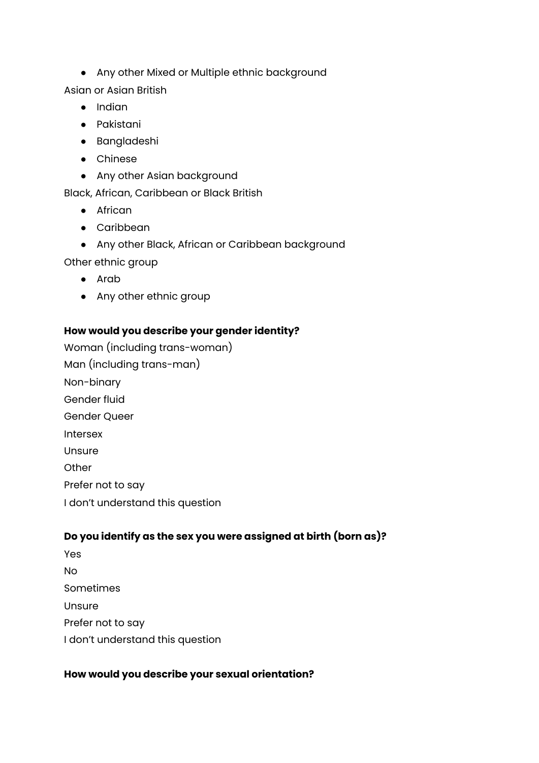- Any other Mixed or Multiple ethnic background

Asian or Asian British

- Indian
- Pakistani
- Bangladeshi
- Chinese
- Any other Asian background

Black, African, Caribbean or Black British

- African
- Caribbean
- Any other Black, African or Caribbean background

Other ethnic group

- Arab
- Any other ethnic group

**How would you describe your gender identity?**

Woman (including trans-woman)

Man (including trans-man)

Non-binary

Gender fluid

Gender Queer

Intersex

Unsure

Other

Prefer not to say

I don't understand this question

**Do you identify as the sex you were assigned at birth (born as)?**

Yes

No

Sometimes

Unsure

Prefer not to say

I don't understand this question

**How would you describe your sexual orientation?**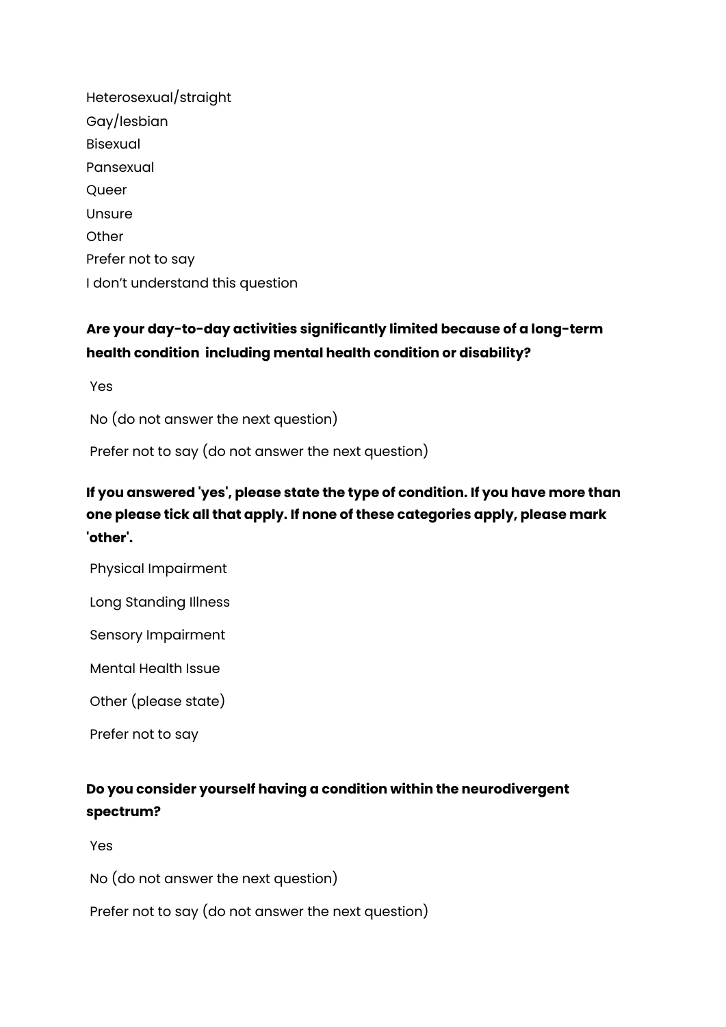Heterosexual/straight

Gay/lesbian

Bisexual

Pansexual

Queer

Unsure

Other

Prefer not to say

I don’t understand this question

**Are your day-to-day activities significantly limited because of a long-term health condition  including mental health condition or disability?**

Yes

No (do not answer the next question)

Prefer not to say (do not answer the next question)

**If you answered 'yes', please state the type of condition. If you have more than one please tick all that apply. If none of these categories apply, please mark 'other'.**

Physical Impairment

Long Standing Illness

Sensory Impairment

Mental Health Issue

Other (please state)

Prefer not to say

**Do you consider yourself having a condition within the neurodivergent spectrum?**

Yes

No (do not answer the next question)

Prefer not to say (do not answer the next question)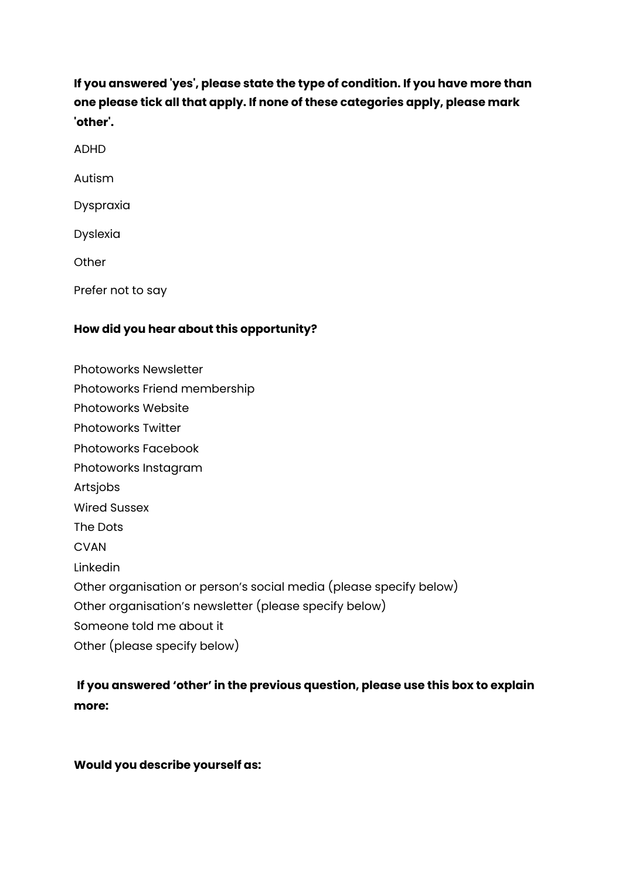**If you answered 'yes', please state the type of condition. If you have more than one please tick all that apply. If none of these categories apply, please mark 'other'.**

ADHD

Autism

Dyspraxia

Dyslexia

Other

Prefer not to say

**How did you hear about this opportunity?**

Photoworks Newsletter
Photoworks Friend membership
Photoworks Website
Photoworks Twitter
Photoworks Facebook
Photoworks Instagram
Artsjobs
Wired Sussex
The Dots
CVAN
Linkedin
Other organisation or person's social media (please specify below)
Other organisation's newsletter (please specify below)
Someone told me about it
Other (please specify below)

**If you answered 'other' in the previous question, please use this box to explain more:**

**Would you describe yourself as:**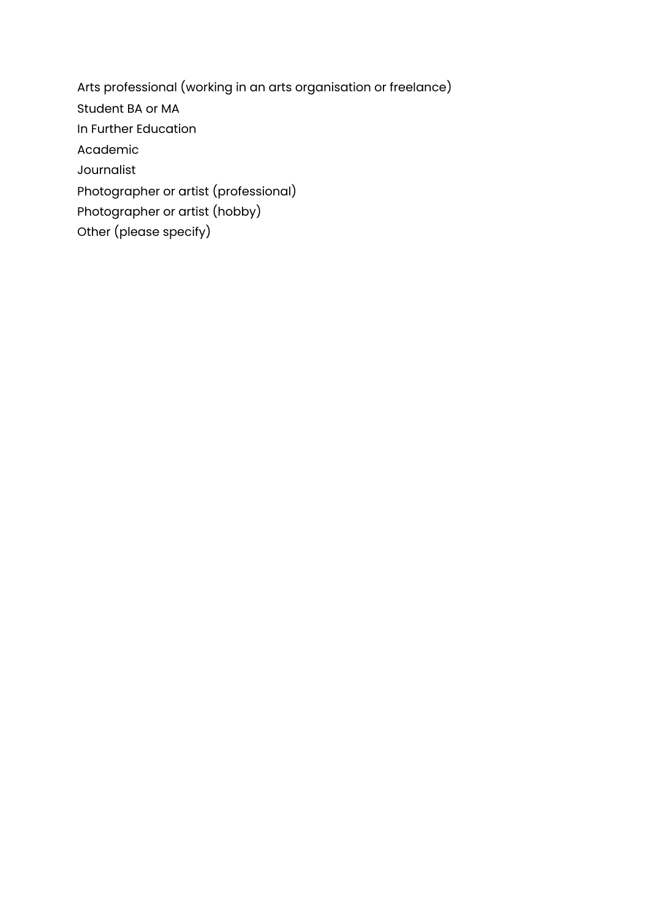Arts professional (working in an arts organisation or freelance)

Student BA or MA

In Further Education

Academic

Journalist

Photographer or artist (professional)

Photographer or artist (hobby)

Other (please specify)